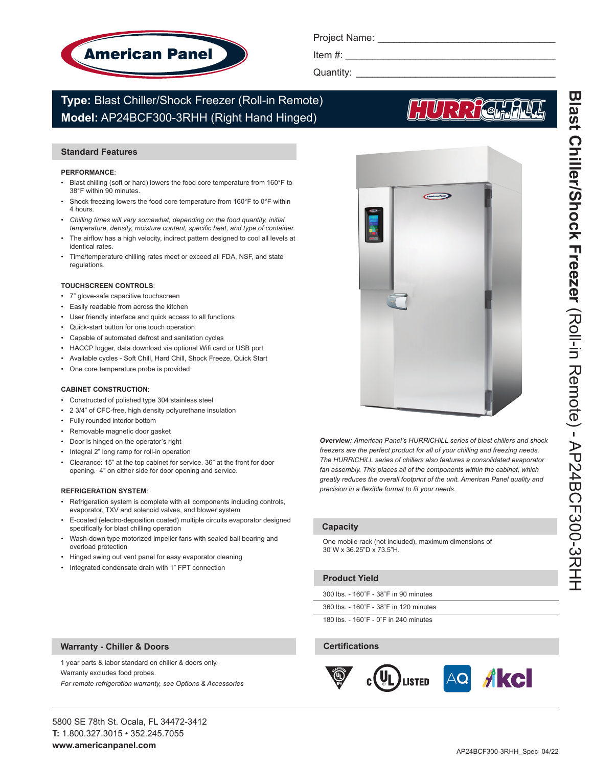# American Panel

Project Name: ______________________________

Item #: ______________________________

Quantity: ______________________________

**Type:** Blast Chiller/Shock Freezer (Roll-in Remote)
**Model:** AP24BCF300-3RHH (Right Hand Hinged)

HURRiCHiLL

## Standard Features

**PERFORMANCE**:

- Blast chilling (soft or hard) lowers the food core temperature from 160°F to 38°F within 90 minutes.
- Shock freezing lowers the food core temperature from 160°F to 0°F within 4 hours.
- *Chilling times will vary somewhat, depending on the food quantity, initial temperature, density, moisture content, specific heat, and type of container.*
- The airflow has a high velocity, indirect pattern designed to cool all levels at identical rates.
- Time/temperature chilling rates meet or exceed all FDA, NSF, and state regulations.

**TOUCHSCREEN CONTROLS**:

- 7" glove-safe capacitive touchscreen
- Easily readable from across the kitchen
- User friendly interface and quick access to all functions
- Quick-start button for one touch operation
- Capable of automated defrost and sanitation cycles
- HACCP logger, data download via optional Wifi card or USB port
- Available cycles - Soft Chill, Hard Chill, Shock Freeze, Quick Start
- One core temperature probe is provided

**CABINET CONSTRUCTION**:

- Constructed of polished type 304 stainless steel
- 2 3/4" of CFC-free, high density polyurethane insulation
- Fully rounded interior bottom
- Removable magnetic door gasket
- Door is hinged on the operator's right
- Integral 2" long ramp for roll-in operation
- Clearance: 15" at the top cabinet for service. 36" at the front for door opening. 4" on either side for door opening and service.

**REFRIGERATION SYSTEM**:

- Refrigeration system is complete with all components including controls, evaporator, TXV and solenoid valves, and blower system
- E-coated (electro-deposition coated) multiple circuits evaporator designed specifically for blast chilling operation
- Wash-down type motorized impeller fans with sealed ball bearing and overload protection
- Hinged swing out vent panel for easy evaporator cleaning
- Integrated condensate drain with 1" FPT connection

***Overview:*** *American Panel's HURRiCHiLL series of blast chillers and shock freezers are the perfect product for all of your chilling and freezing needs. The HURRiCHiLL series of chillers also features a consolidated evaporator fan assembly. This places all of the components within the cabinet, which greatly reduces the overall footprint of the unit. American Panel quality and precision in a flexible format to fit your needs.*

## Capacity

One mobile rack (not included), maximum dimensions of 30"W x 36.25"D x 73.5"H.

## Product Yield

300 lbs. - 160˚F - 38˚F in 90 minutes

360 lbs. - 160˚F - 38˚F in 120 minutes

180 lbs. - 160˚F - 0˚F in 240 minutes

## Warranty - Chiller & Doors

1 year parts & labor standard on chiller & doors only.

Warranty excludes food probes.

*For remote refrigeration warranty, see Options & Accessories*

## Certifications

UL EPH Classified, cULus Listed, AQ, kcl

5800 SE 78th St. Ocala, FL 34472-3412
**T:** 1.800.327.3015 • 352.245.7055
**www.americanpanel.com**

AP24BCF300-3RHH_Spec 04/22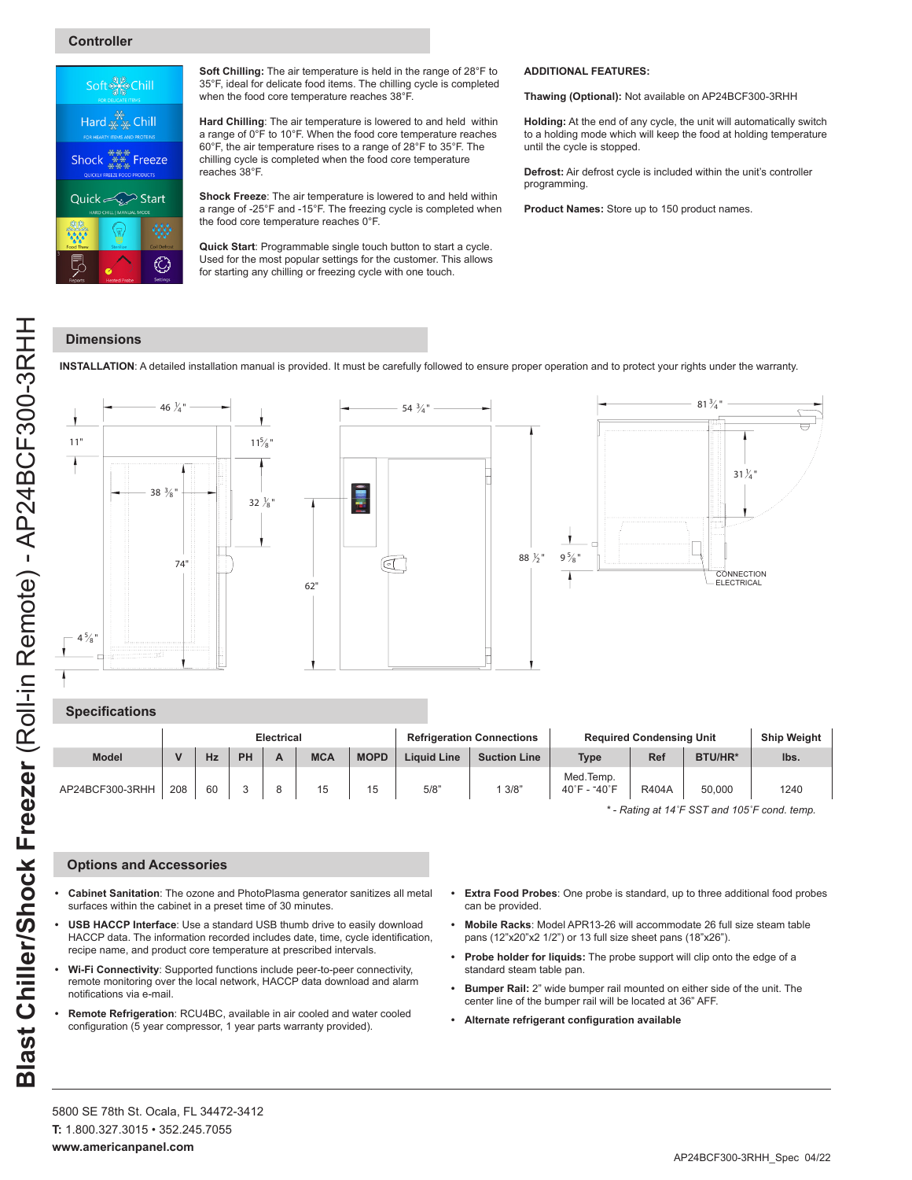## Controller

**Soft Chilling:** The air temperature is held in the range of 28°F to 35°F, ideal for delicate food items. The chilling cycle is completed when the food core temperature reaches 38°F.

**Hard Chilling**: The air temperature is lowered to and held within a range of 0°F to 10°F. When the food core temperature reaches 60°F, the air temperature rises to a range of 28°F to 35°F. The chilling cycle is completed when the food core temperature reaches 38°F.

**Shock Freeze**: The air temperature is lowered to and held within a range of -25°F and -15°F. The freezing cycle is completed when the food core temperature reaches 0°F.

**Quick Start**: Programmable single touch button to start a cycle. Used for the most popular settings for the customer. This allows for starting any chilling or freezing cycle with one touch.

**ADDITIONAL FEATURES:**

**Thawing (Optional):** Not available on AP24BCF300-3RHH

**Holding:** At the end of any cycle, the unit will automatically switch to a holding mode which will keep the food at holding temperature until the cycle is stopped.

**Defrost:** Air defrost cycle is included within the unit's controller programming.

**Product Names:** Store up to 150 product names.

## Dimensions

**INSTALLATION**: A detailed installation manual is provided. It must be carefully followed to ensure proper operation and to protect your rights under the warranty.

46 1/4"
11"
11 5/8"
38 3/8"
32 1/8"
74"
4 5/8"
54 3/4"
62"
88 1/2"
81 3/4"
31 1/4"
9 5/8"
CONNECTION ELECTRICAL

## Specifications

| Model | Electrical | | | | | | Refrigeration Connections | | Required Condensing Unit | | | Ship Weight |
|---|---|---|---|---|---|---|---|---|---|---|---|---|
| | V | Hz | PH | A | MCA | MOPD | Liquid Line | Suction Line | Type | Ref | BTU/HR* | lbs. |
| AP24BCF300-3RHH | 208 | 60 | 3 | 8 | 15 | 15 | 5/8" | 1 3/8" | Med.Temp. 40˚F - -40˚F | R404A | 50,000 | 1240 |

*\* - Rating at 14˚F SST and 105˚F cond. temp.*

## Options and Accessories

- **Cabinet Sanitation**: The ozone and PhotoPlasma generator sanitizes all metal surfaces within the cabinet in a preset time of 30 minutes.
- **USB HACCP Interface**: Use a standard USB thumb drive to easily download HACCP data. The information recorded includes date, time, cycle identification, recipe name, and product core temperature at prescribed intervals.
- **Wi-Fi Connectivity**: Supported functions include peer-to-peer connectivity, remote monitoring over the local network, HACCP data download and alarm notifications via e-mail.
- **Remote Refrigeration**: RCU4BC, available in air cooled and water cooled configuration (5 year compressor, 1 year parts warranty provided).
- **Extra Food Probes**: One probe is standard, up to three additional food probes can be provided.
- **Mobile Racks**: Model APR13-26 will accommodate 26 full size steam table pans (12"x20"x2 1/2") or 13 full size sheet pans (18"x26").
- **Probe holder for liquids:** The probe support will clip onto the edge of a standard steam table pan.
- **Bumper Rail:** 2" wide bumper rail mounted on either side of the unit. The center line of the bumper rail will be located at 36" AFF.
- **Alternate refrigerant configuration available**

5800 SE 78th St. Ocala, FL 34472-3412
**T:** 1.800.327.3015 • 352.245.7055
**www.americanpanel.com**

AP24BCF300-3RHH_Spec 04/22